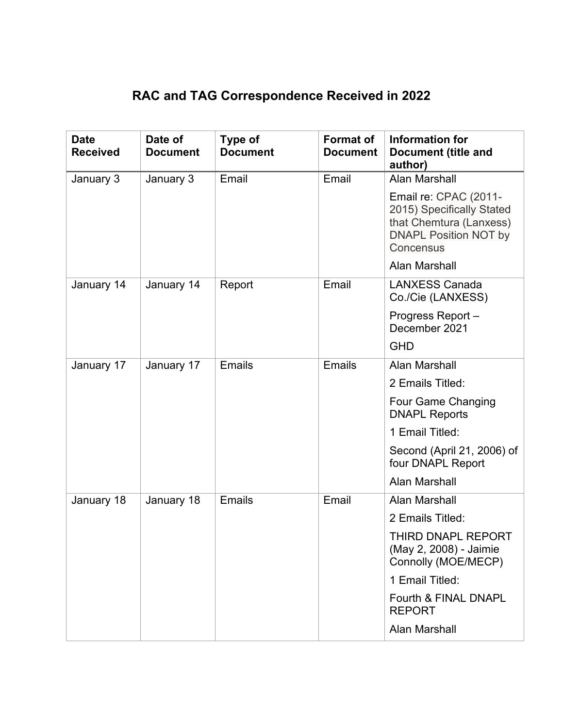# RAC and TAG Correspondence Received in 2022

| Date Received | Date of Document | Type of Document | Format of Document | Information for Document (title and author) |
|---|---|---|---|---|
| January 3 | January 3 | Email | Email | Alan Marshall<br>Email re: CPAC (2011-2015) Specifically Stated that Chemtura (Lanxess) DNAPL Position NOT by Concensus<br>Alan Marshall |
| January 14 | January 14 | Report | Email | LANXESS Canada Co./Cie (LANXESS)<br>Progress Report – December 2021<br>GHD |
| January 17 | January 17 | Emails | Emails | Alan Marshall<br>2 Emails Titled:<br>Four Game Changing DNAPL Reports<br>1 Email Titled:<br>Second (April 21, 2006) of four DNAPL Report<br>Alan Marshall |
| January 18 | January 18 | Emails | Email | Alan Marshall<br>2 Emails Titled:<br>THIRD DNAPL REPORT (May 2, 2008) - Jaimie Connolly (MOE/MECP)<br>1 Email Titled:<br>Fourth & FINAL DNAPL REPORT<br>Alan Marshall |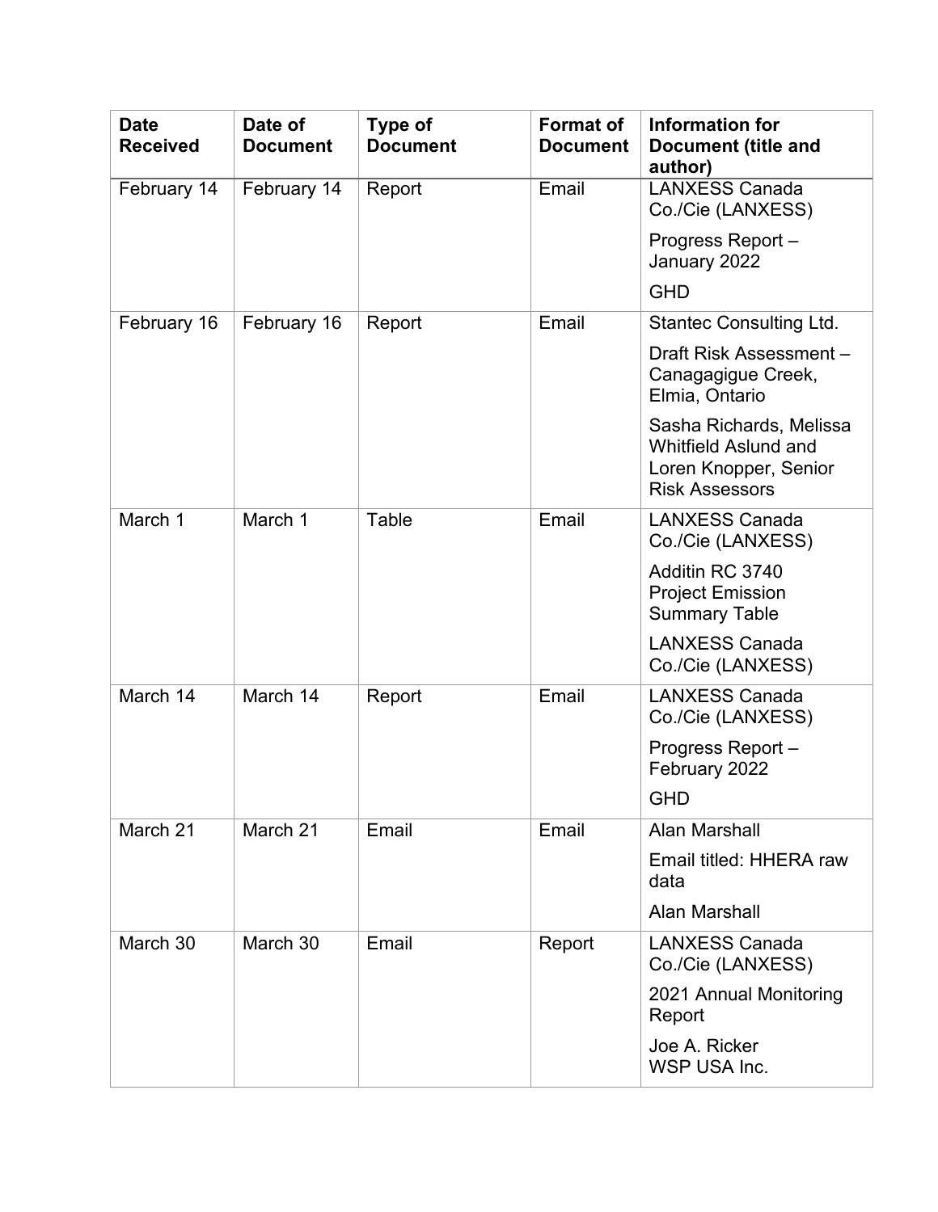| Date Received | Date of Document | Type of Document | Format of Document | Information for Document (title and author) |
|---|---|---|---|---|
| February 14 | February 14 | Report | Email | LANXESS Canada Co./Cie (LANXESS)<br>Progress Report – January 2022<br>GHD |
| February 16 | February 16 | Report | Email | Stantec Consulting Ltd.<br>Draft Risk Assessment – Canagagigue Creek, Elmia, Ontario<br>Sasha Richards, Melissa Whitfield Aslund and Loren Knopper, Senior Risk Assessors |
| March 1 | March 1 | Table | Email | LANXESS Canada Co./Cie (LANXESS)<br>Additin RC 3740 Project Emission Summary Table<br>LANXESS Canada Co./Cie (LANXESS) |
| March 14 | March 14 | Report | Email | LANXESS Canada Co./Cie (LANXESS)<br>Progress Report – February 2022<br>GHD |
| March 21 | March 21 | Email | Email | Alan Marshall<br>Email titled: HHERA raw data<br>Alan Marshall |
| March 30 | March 30 | Email | Report | LANXESS Canada Co./Cie (LANXESS)<br>2021 Annual Monitoring Report<br>Joe A. Ricker<br>WSP USA Inc. |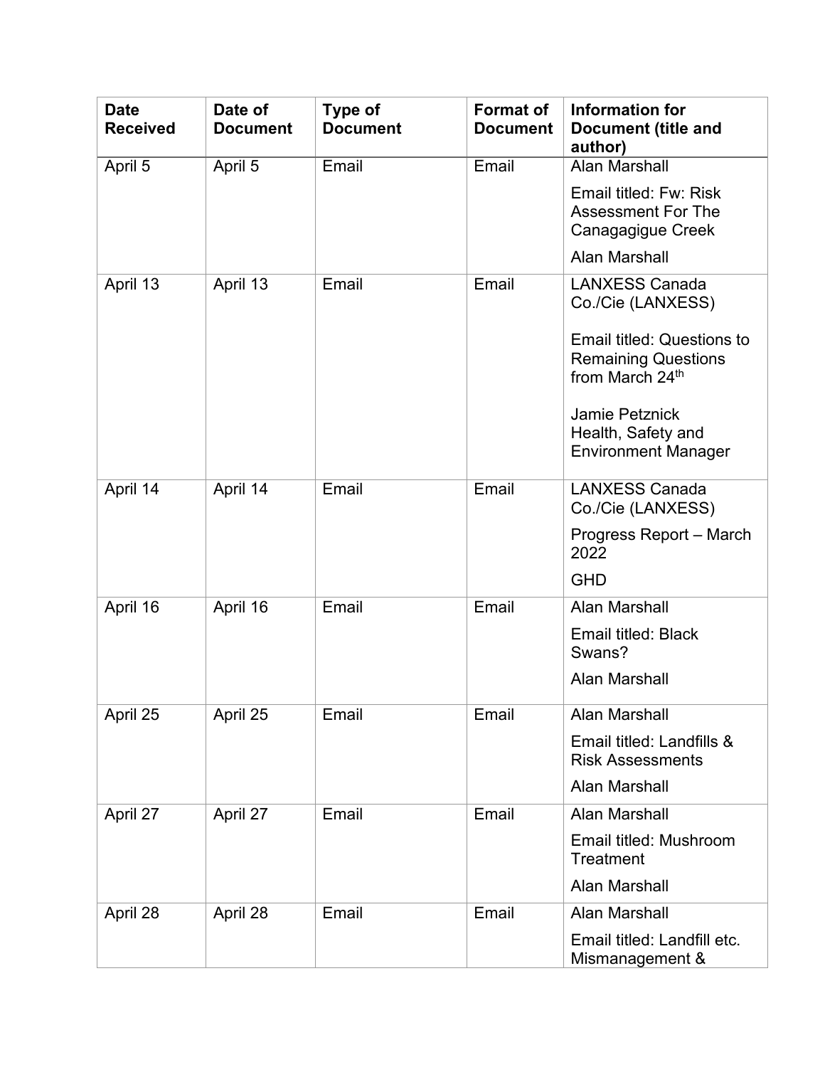| Date Received | Date of Document | Type of Document | Format of Document | Information for Document (title and author) |
| --- | --- | --- | --- | --- |
| April 5 | April 5 | Email | Email | Alan Marshall<br><br>Email titled: Fw: Risk Assessment For The Canagagigue Creek<br><br>Alan Marshall |
| April 13 | April 13 | Email | Email | LANXESS Canada Co./Cie (LANXESS)<br><br>Email titled: Questions to Remaining Questions from March 24th<br><br>Jamie Petznick<br>Health, Safety and Environment Manager |
| April 14 | April 14 | Email | Email | LANXESS Canada Co./Cie (LANXESS)<br><br>Progress Report – March 2022<br><br>GHD |
| April 16 | April 16 | Email | Email | Alan Marshall<br><br>Email titled: Black Swans?<br><br>Alan Marshall |
| April 25 | April 25 | Email | Email | Alan Marshall<br><br>Email titled: Landfills & Risk Assessments<br><br>Alan Marshall |
| April 27 | April 27 | Email | Email | Alan Marshall<br><br>Email titled: Mushroom Treatment<br><br>Alan Marshall |
| April 28 | April 28 | Email | Email | Alan Marshall<br><br>Email titled: Landfill etc. Mismanagement & |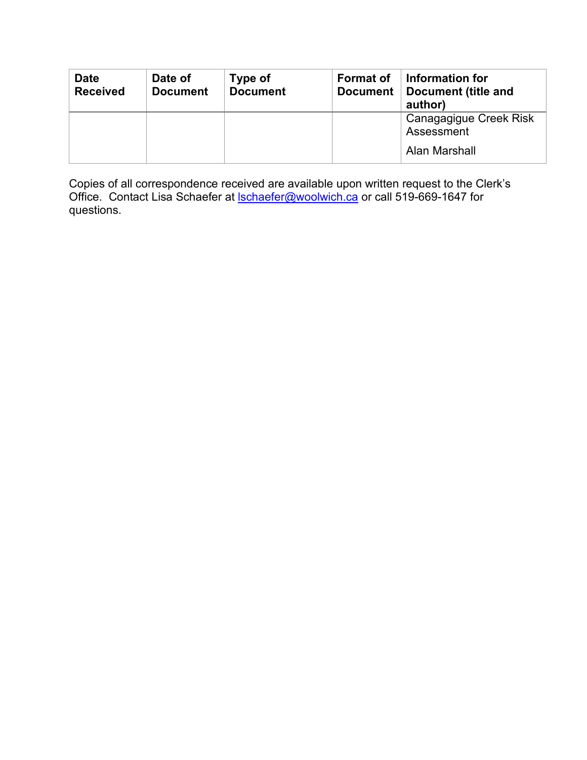| Date Received | Date of Document | Type of Document | Format of Document | Information for Document (title and author) |
|---|---|---|---|---|
| | | | | Canagagigue Creek Risk Assessment<br><br>Alan Marshall |

Copies of all correspondence received are available upon written request to the Clerk's Office. Contact Lisa Schaefer at lschaefer@woolwich.ca or call 519-669-1647 for questions.